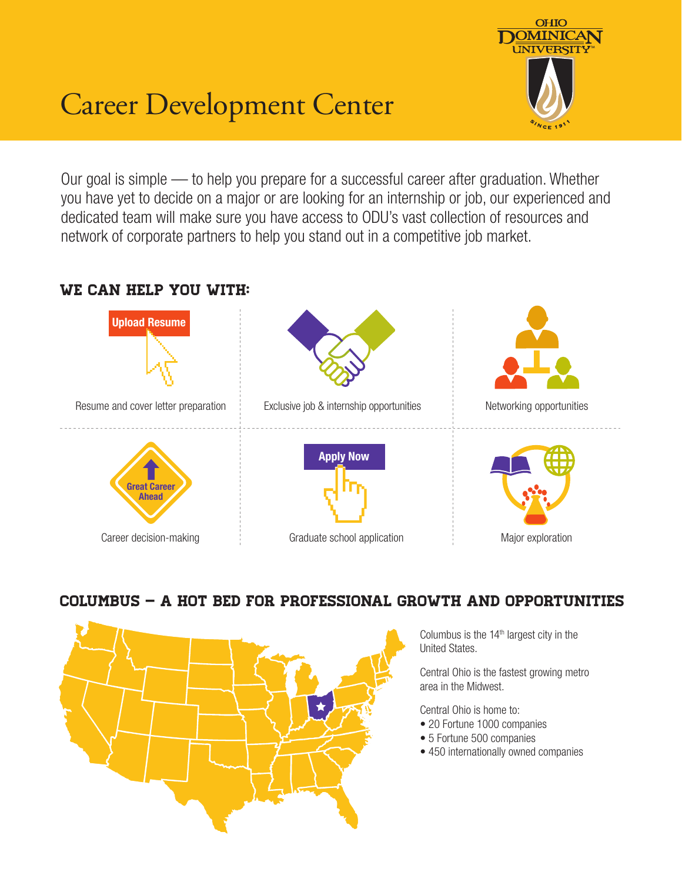# Career Development Center

Our goal is simple — to help you prepare for a successful career after graduation. Whether you have yet to decide on a major or are looking for an internship or job, our experienced and dedicated team will make sure you have access to ODU's vast collection of resources and network of corporate partners to help you stand out in a competitive job market.

## WE CAN HELP YOU WITH:

- Resume and cover letter preparation
- Exclusive job & internship opportunities
- Networking opportunities
- Career decision-making
- Graduate school application
- Major exploration

## COLUMBUS – A HOT BED FOR PROFESSIONAL GROWTH AND OPPORTUNITIES

Columbus is the 14th largest city in the United States.

Central Ohio is the fastest growing metro area in the Midwest.

Central Ohio is home to:

- 20 Fortune 1000 companies
- 5 Fortune 500 companies
- 450 internationally owned companies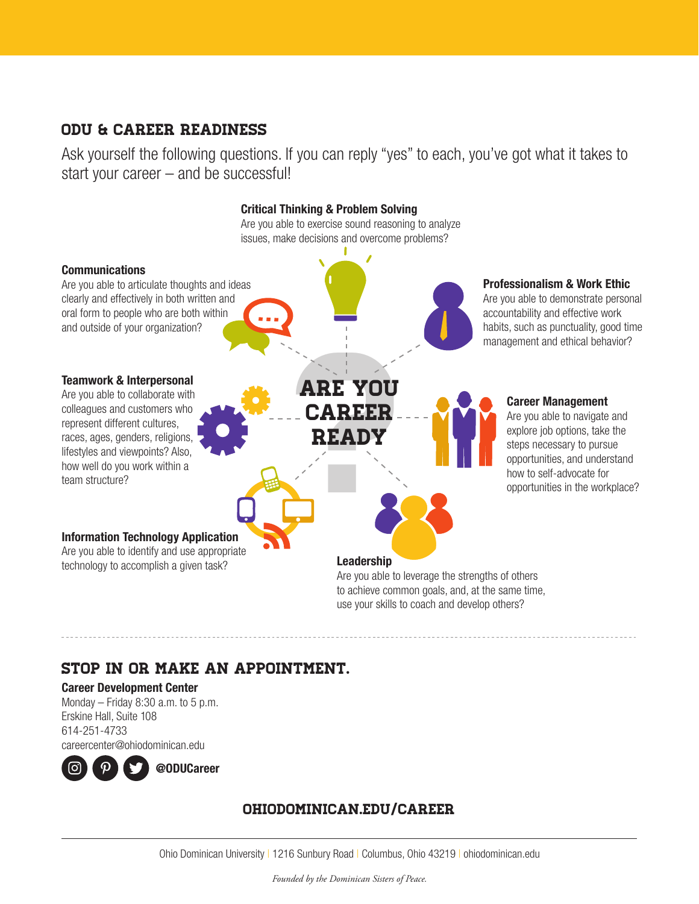## ODU & CAREER READINESS

Ask yourself the following questions. If you can reply "yes" to each, you've got what it takes to start your career – and be successful!

**ARE YOU CAREER READY**

**Critical Thinking & Problem Solving**
Are you able to exercise sound reasoning to analyze issues, make decisions and overcome problems?

**Communications**
Are you able to articulate thoughts and ideas clearly and effectively in both written and oral form to people who are both within and outside of your organization?

**Professionalism & Work Ethic**
Are you able to demonstrate personal accountability and effective work habits, such as punctuality, good time management and ethical behavior?

**Teamwork & Interpersonal**
Are you able to collaborate with colleagues and customers who represent different cultures, races, ages, genders, religions, lifestyles and viewpoints? Also, how well do you work within a team structure?

**Career Management**
Are you able to navigate and explore job options, take the steps necessary to pursue opportunities, and understand how to self-advocate for opportunities in the workplace?

**Information Technology Application**
Are you able to identify and use appropriate technology to accomplish a given task?

**Leadership**
Are you able to leverage the strengths of others to achieve common goals, and, at the same time, use your skills to coach and develop others?

## STOP IN OR MAKE AN APPOINTMENT.

**Career Development Center**
Monday – Friday 8:30 a.m. to 5 p.m.
Erskine Hall, Suite 108
614-251-4733
careercenter@ohiodominican.edu

**@ODUCareer**

**OHIODOMINICAN.EDU/CAREER**

Ohio Dominican University | 1216 Sunbury Road | Columbus, Ohio 43219 | ohiodominican.edu

*Founded by the Dominican Sisters of Peace.*